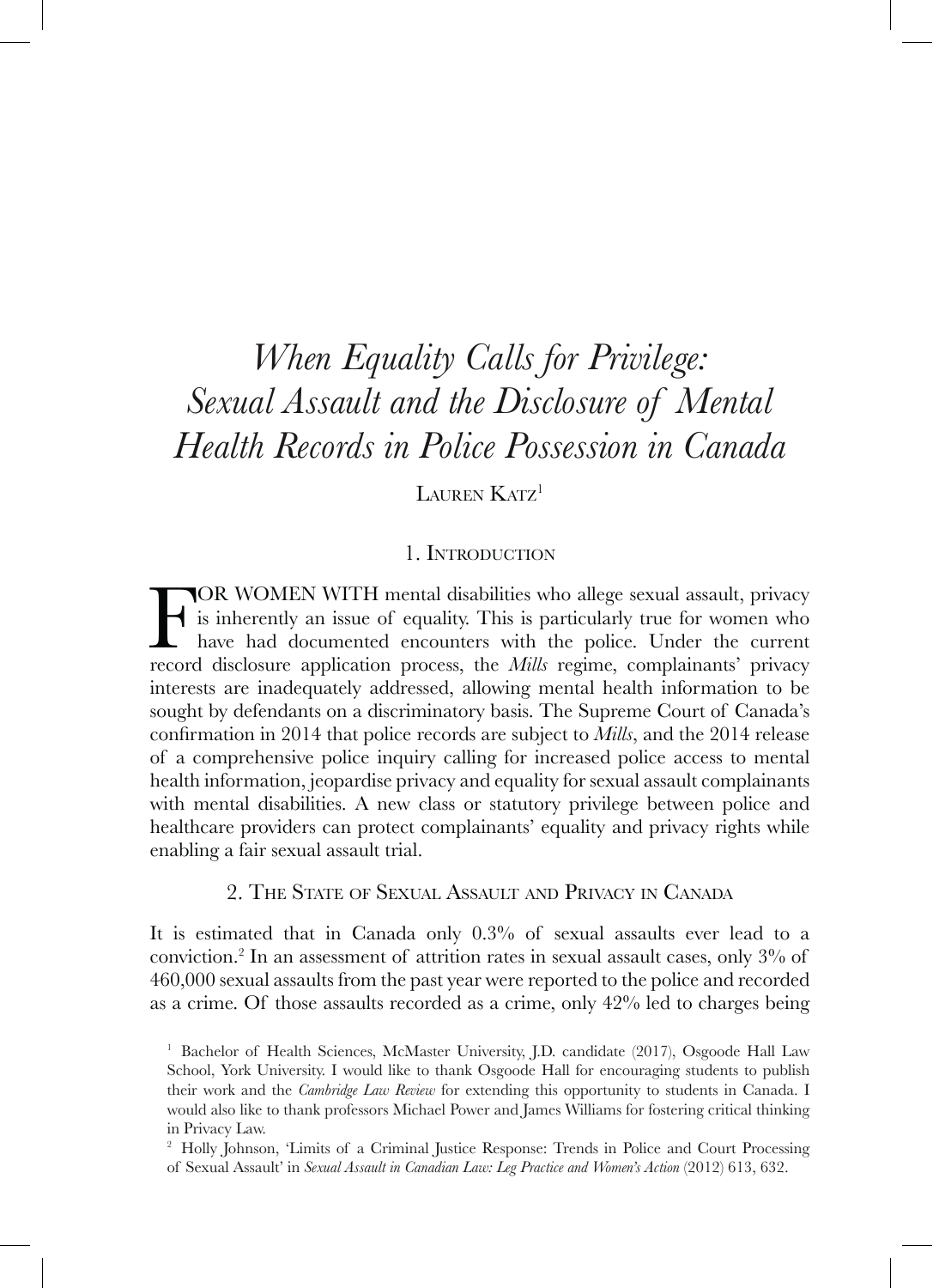# *When Equality Calls for Privilege: Sexual Assault and the Disclosure of Mental Health Records in Police Possession in Canada*

Lauren Katz[1]

## 1. Introduction

FOR WOMEN WITH mental disabilities who allege sexual assault, privacy is inherently an issue of equality. This is particularly true for women who have had documented encounters with the police. Under the current record disclosure application process, the *Mills* regime, complainants' privacy interests are inadequately addressed, allowing mental health information to be sought by defendants on a discriminatory basis. The Supreme Court of Canada's confirmation in 2014 that police records are subject to *Mills*, and the 2014 release of a comprehensive police inquiry calling for increased police access to mental health information, jeopardise privacy and equality for sexual assault complainants with mental disabilities. A new class or statutory privilege between police and healthcare providers can protect complainants' equality and privacy rights while enabling a fair sexual assault trial.

## 2. The State of Sexual Assault and Privacy in Canada

It is estimated that in Canada only 0.3% of sexual assaults ever lead to a conviction.[2] In an assessment of attrition rates in sexual assault cases, only 3% of 460,000 sexual assaults from the past year were reported to the police and recorded as a crime. Of those assaults recorded as a crime, only 42% led to charges being

---

[1] Bachelor of Health Sciences, McMaster University, J.D. candidate (2017), Osgoode Hall Law School, York University. I would like to thank Osgoode Hall for encouraging students to publish their work and the *Cambridge Law Review* for extending this opportunity to students in Canada. I would also like to thank professors Michael Power and James Williams for fostering critical thinking in Privacy Law.

[2] Holly Johnson, 'Limits of a Criminal Justice Response: Trends in Police and Court Processing of Sexual Assault' in *Sexual Assault in Canadian Law: Leg Practice and Women's Action* (2012) 613, 632.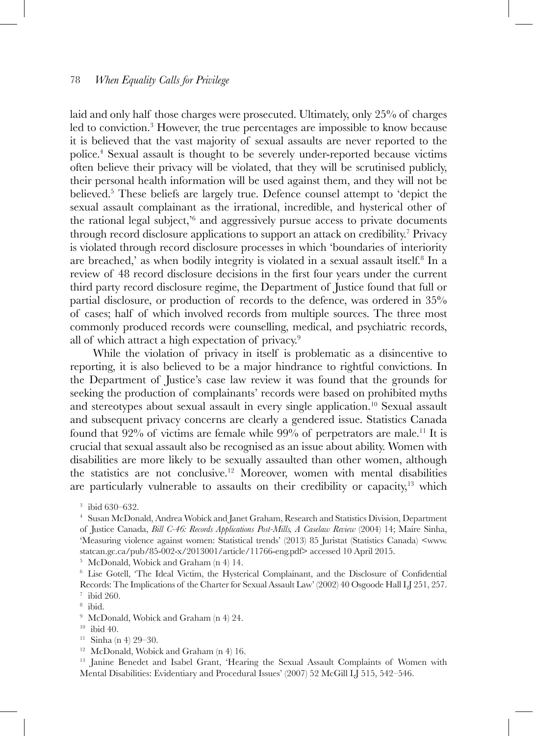laid and only half those charges were prosecuted. Ultimately, only 25% of charges led to conviction.[3] However, the true percentages are impossible to know because it is believed that the vast majority of sexual assaults are never reported to the police.[4] Sexual assault is thought to be severely under-reported because victims often believe their privacy will be violated, that they will be scrutinised publicly, their personal health information will be used against them, and they will not be believed.[5] These beliefs are largely true. Defence counsel attempt to 'depict the sexual assault complainant as the irrational, incredible, and hysterical other of the rational legal subject,'[6] and aggressively pursue access to private documents through record disclosure applications to support an attack on credibility.[7] Privacy is violated through record disclosure processes in which 'boundaries of interiority are breached,' as when bodily integrity is violated in a sexual assault itself.[8] In a review of 48 record disclosure decisions in the first four years under the current third party record disclosure regime, the Department of Justice found that full or partial disclosure, or production of records to the defence, was ordered in 35% of cases; half of which involved records from multiple sources. The three most commonly produced records were counselling, medical, and psychiatric records, all of which attract a high expectation of privacy.[9]

While the violation of privacy in itself is problematic as a disincentive to reporting, it is also believed to be a major hindrance to rightful convictions. In the Department of Justice's case law review it was found that the grounds for seeking the production of complainants' records were based on prohibited myths and stereotypes about sexual assault in every single application.[10] Sexual assault and subsequent privacy concerns are clearly a gendered issue. Statistics Canada found that 92% of victims are female while 99% of perpetrators are male.[11] It is crucial that sexual assault also be recognised as an issue about ability. Women with disabilities are more likely to be sexually assaulted than other women, although the statistics are not conclusive.[12] Moreover, women with mental disabilities are particularly vulnerable to assaults on their credibility or capacity,[13] which

---

[3] ibid 630–632.

[4] Susan McDonald, Andrea Wobick and Janet Graham, Research and Statistics Division, Department of Justice Canada, *Bill C-46: Records Applications Post-Mills, A Caselaw Review* (2004) 14; Maire Sinha, 'Measuring violence against women: Statistical trends' (2013) 85 Juristat (Statistics Canada) <www.statcan.gc.ca/pub/85-002-x/2013001/article/11766-eng.pdf> accessed 10 April 2015.

[5] McDonald, Wobick and Graham (n 4) 14.

[6] Lise Gotell, 'The Ideal Victim, the Hysterical Complainant, and the Disclosure of Confidential Records: The Implications of the Charter for Sexual Assault Law' (2002) 40 Osgoode Hall LJ 251, 257.

[7] ibid 260.

[8] ibid.

[9] McDonald, Wobick and Graham (n 4) 24.

[10] ibid 40.

[11] Sinha (n 4) 29–30.

[12] McDonald, Wobick and Graham (n 4) 16.

[13] Janine Benedet and Isabel Grant, 'Hearing the Sexual Assault Complaints of Women with Mental Disabilities: Evidentiary and Procedural Issues' (2007) 52 McGill LJ 515, 542–546.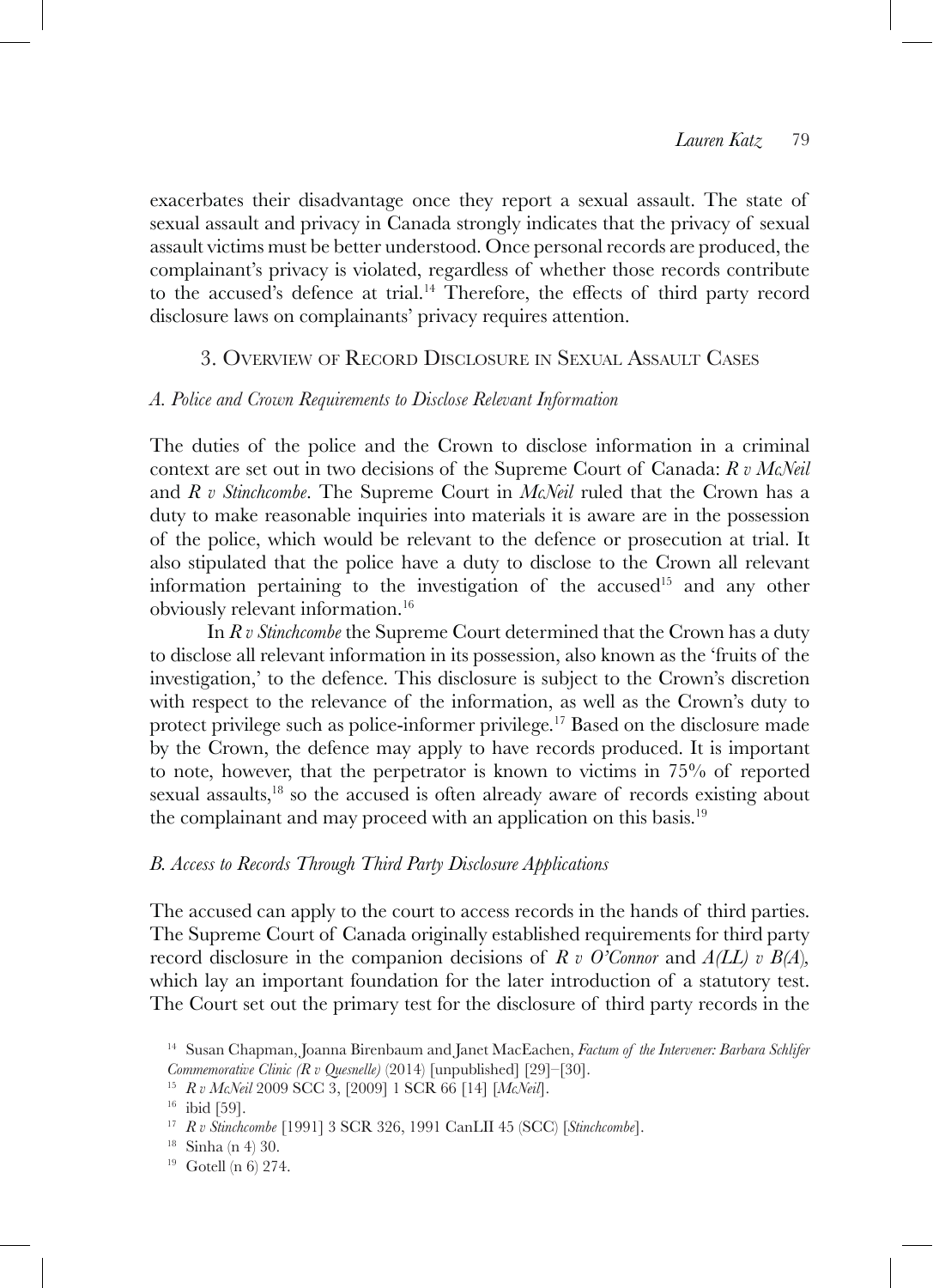exacerbates their disadvantage once they report a sexual assault. The state of sexual assault and privacy in Canada strongly indicates that the privacy of sexual assault victims must be better understood. Once personal records are produced, the complainant's privacy is violated, regardless of whether those records contribute to the accused's defence at trial.[14] Therefore, the effects of third party record disclosure laws on complainants' privacy requires attention.

## 3. Overview of Record Disclosure in Sexual Assault Cases

### *A. Police and Crown Requirements to Disclose Relevant Information*

The duties of the police and the Crown to disclose information in a criminal context are set out in two decisions of the Supreme Court of Canada: *R v McNeil* and *R v Stinchcombe*. The Supreme Court in *McNeil* ruled that the Crown has a duty to make reasonable inquiries into materials it is aware are in the possession of the police, which would be relevant to the defence or prosecution at trial. It also stipulated that the police have a duty to disclose to the Crown all relevant information pertaining to the investigation of the accused[15] and any other obviously relevant information.[16]

In *R v Stinchcombe* the Supreme Court determined that the Crown has a duty to disclose all relevant information in its possession, also known as the 'fruits of the investigation,' to the defence. This disclosure is subject to the Crown's discretion with respect to the relevance of the information, as well as the Crown's duty to protect privilege such as police-informer privilege.[17] Based on the disclosure made by the Crown, the defence may apply to have records produced. It is important to note, however, that the perpetrator is known to victims in 75% of reported sexual assaults,[18] so the accused is often already aware of records existing about the complainant and may proceed with an application on this basis.[19]

### *B. Access to Records Through Third Party Disclosure Applications*

The accused can apply to the court to access records in the hands of third parties. The Supreme Court of Canada originally established requirements for third party record disclosure in the companion decisions of *R v O'Connor* and *A(LL) v B(A)*, which lay an important foundation for the later introduction of a statutory test. The Court set out the primary test for the disclosure of third party records in the

---

[14] Susan Chapman, Joanna Birenbaum and Janet MacEachen, *Factum of the Intervener: Barbara Schlifer Commemorative Clinic (R v Quesnelle)* (2014) [unpublished] [29]–[30].

[15] *R v McNeil* 2009 SCC 3, [2009] 1 SCR 66 [14] [*McNeil*].

[16] ibid [59].

[17] *R v Stinchcombe* [1991] 3 SCR 326, 1991 CanLII 45 (SCC) [*Stinchcombe*].

[18] Sinha (n 4) 30.

[19] Gotell (n 6) 274.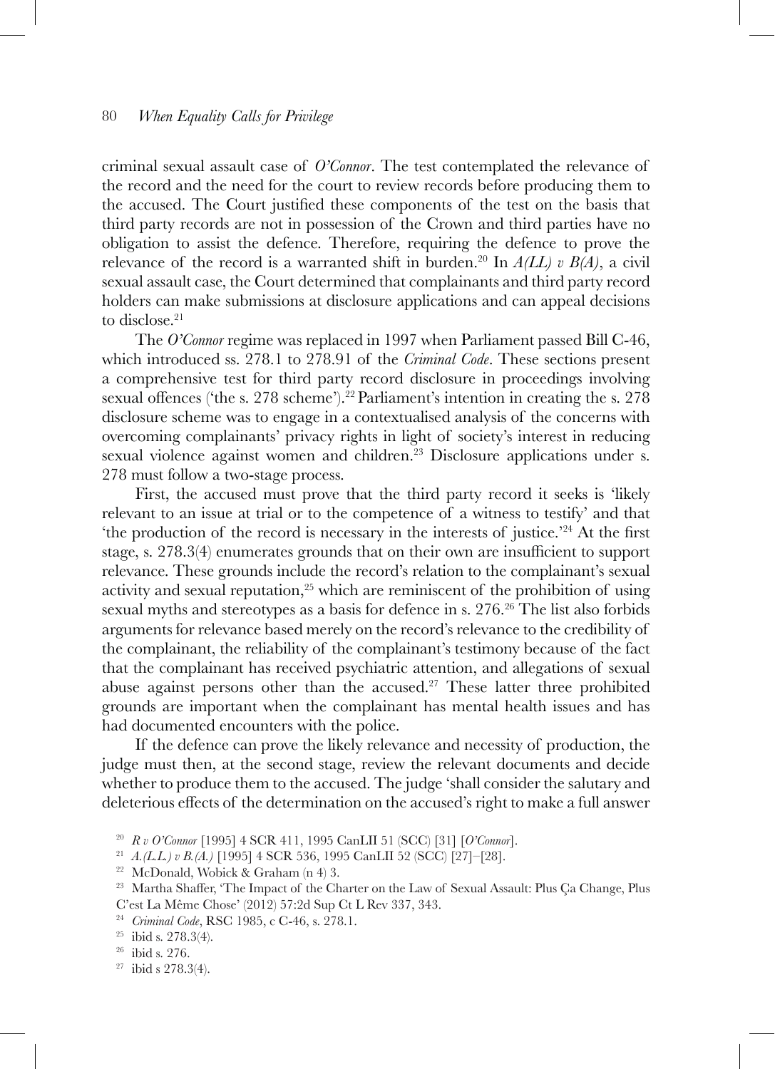criminal sexual assault case of *O'Connor*. The test contemplated the relevance of the record and the need for the court to review records before producing them to the accused. The Court justified these components of the test on the basis that third party records are not in possession of the Crown and third parties have no obligation to assist the defence. Therefore, requiring the defence to prove the relevance of the record is a warranted shift in burden.[20] In *A(LL) v B(A)*, a civil sexual assault case, the Court determined that complainants and third party record holders can make submissions at disclosure applications and can appeal decisions to disclose.[21]

The *O'Connor* regime was replaced in 1997 when Parliament passed Bill C-46, which introduced ss. 278.1 to 278.91 of the *Criminal Code*. These sections present a comprehensive test for third party record disclosure in proceedings involving sexual offences ('the s. 278 scheme').[22] Parliament's intention in creating the s. 278 disclosure scheme was to engage in a contextualised analysis of the concerns with overcoming complainants' privacy rights in light of society's interest in reducing sexual violence against women and children.[23] Disclosure applications under s. 278 must follow a two-stage process.

First, the accused must prove that the third party record it seeks is 'likely relevant to an issue at trial or to the competence of a witness to testify' and that 'the production of the record is necessary in the interests of justice.'[24] At the first stage, s. 278.3(4) enumerates grounds that on their own are insufficient to support relevance. These grounds include the record's relation to the complainant's sexual activity and sexual reputation,[25] which are reminiscent of the prohibition of using sexual myths and stereotypes as a basis for defence in s. 276.[26] The list also forbids arguments for relevance based merely on the record's relevance to the credibility of the complainant, the reliability of the complainant's testimony because of the fact that the complainant has received psychiatric attention, and allegations of sexual abuse against persons other than the accused.[27] These latter three prohibited grounds are important when the complainant has mental health issues and has had documented encounters with the police.

If the defence can prove the likely relevance and necessity of production, the judge must then, at the second stage, review the relevant documents and decide whether to produce them to the accused. The judge 'shall consider the salutary and deleterious effects of the determination on the accused's right to make a full answer

[20] *R v O'Connor* [1995] 4 SCR 411, 1995 CanLII 51 (SCC) [31] [*O'Connor*].

[21] *A.(L.L.) v B.(A.)* [1995] 4 SCR 536, 1995 CanLII 52 (SCC) [27]–[28].

[22] McDonald, Wobick & Graham (n 4) 3.

[23] Martha Shaffer, 'The Impact of the Charter on the Law of Sexual Assault: Plus Ça Change, Plus C'est La Même Chose' (2012) 57:2d Sup Ct L Rev 337, 343.

[24] *Criminal Code*, RSC 1985, c C-46, s. 278.1.

[25] ibid s. 278.3(4).

[26] ibid s. 276.

[27] ibid s 278.3(4).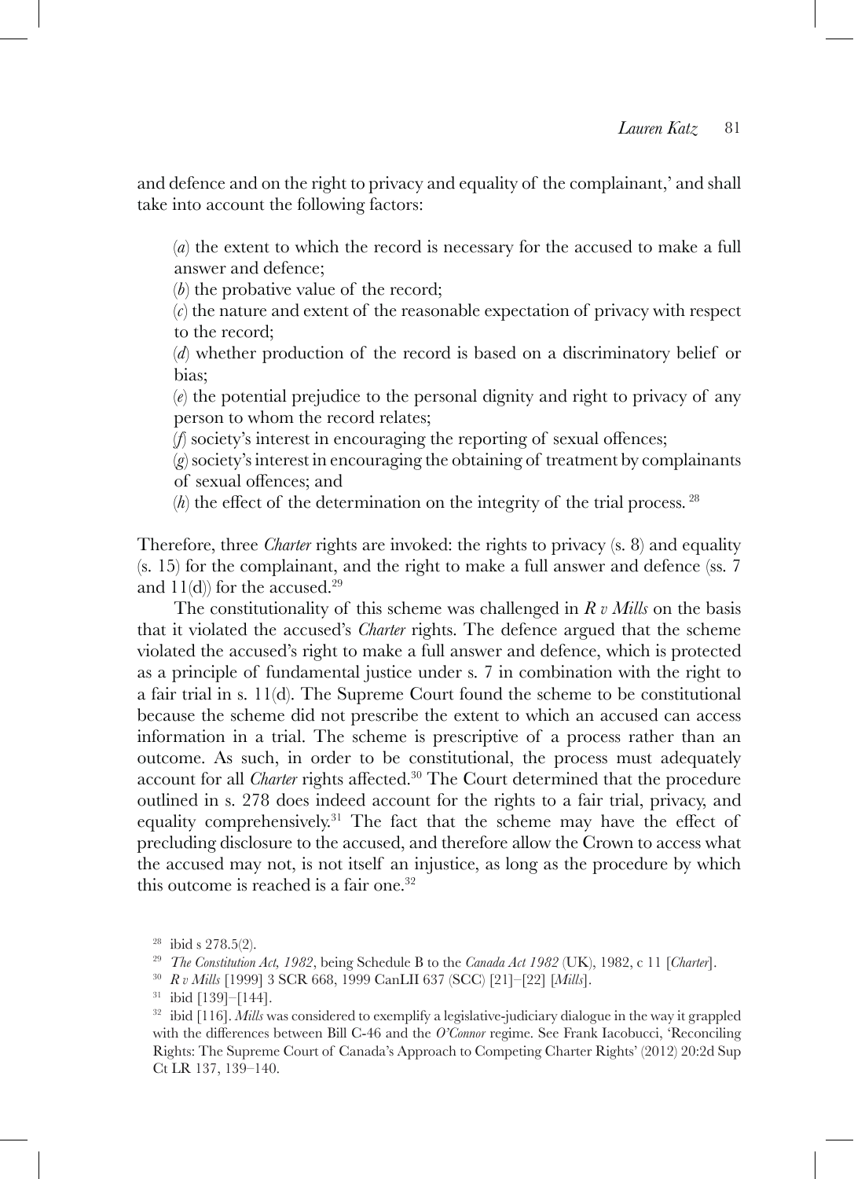and defence and on the right to privacy and equality of the complainant,' and shall take into account the following factors:

> (*a*) the extent to which the record is necessary for the accused to make a full answer and defence;
>
> (*b*) the probative value of the record;
>
> (*c*) the nature and extent of the reasonable expectation of privacy with respect to the record;
>
> (*d*) whether production of the record is based on a discriminatory belief or bias;
>
> (*e*) the potential prejudice to the personal dignity and right to privacy of any person to whom the record relates;
>
> (*f*) society's interest in encouraging the reporting of sexual offences;
>
> (*g*) society's interest in encouraging the obtaining of treatment by complainants of sexual offences; and
>
> (*h*) the effect of the determination on the integrity of the trial process. [28]

Therefore, three *Charter* rights are invoked: the rights to privacy (s. 8) and equality (s. 15) for the complainant, and the right to make a full answer and defence (ss. 7 and 11(d)) for the accused.[29]

The constitutionality of this scheme was challenged in *R v Mills* on the basis that it violated the accused's *Charter* rights. The defence argued that the scheme violated the accused's right to make a full answer and defence, which is protected as a principle of fundamental justice under s. 7 in combination with the right to a fair trial in s. 11(d). The Supreme Court found the scheme to be constitutional because the scheme did not prescribe the extent to which an accused can access information in a trial. The scheme is prescriptive of a process rather than an outcome. As such, in order to be constitutional, the process must adequately account for all *Charter* rights affected.[30] The Court determined that the procedure outlined in s. 278 does indeed account for the rights to a fair trial, privacy, and equality comprehensively.[31] The fact that the scheme may have the effect of precluding disclosure to the accused, and therefore allow the Crown to access what the accused may not, is not itself an injustice, as long as the procedure by which this outcome is reached is a fair one.[32]

[28] ibid s 278.5(2).

[29] *The Constitution Act, 1982*, being Schedule B to the *Canada Act 1982* (UK), 1982, c 11 [*Charter*].

[30] *R v Mills* [1999] 3 SCR 668, 1999 CanLII 637 (SCC) [21]–[22] [*Mills*].

[31] ibid [139]–[144].

[32] ibid [116]. *Mills* was considered to exemplify a legislative-judiciary dialogue in the way it grappled with the differences between Bill C-46 and the *O'Connor* regime. See Frank Iacobucci, 'Reconciling Rights: The Supreme Court of Canada's Approach to Competing Charter Rights' (2012) 20:2d Sup Ct LR 137, 139–140.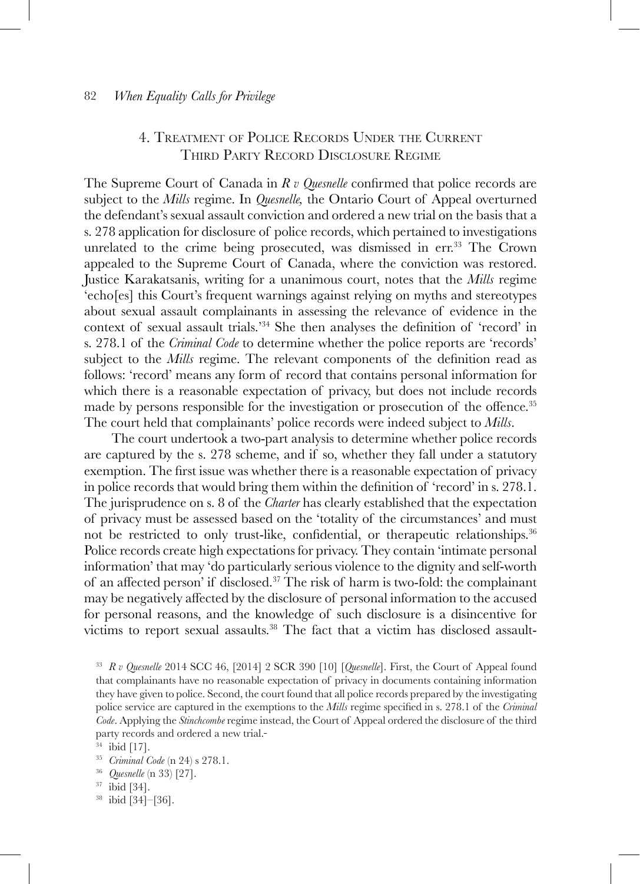## 4. Treatment of Police Records Under the Current Third Party Record Disclosure Regime

The Supreme Court of Canada in *R v Quesnelle* confirmed that police records are subject to the *Mills* regime. In *Quesnelle,* the Ontario Court of Appeal overturned the defendant's sexual assault conviction and ordered a new trial on the basis that a s. 278 application for disclosure of police records, which pertained to investigations unrelated to the crime being prosecuted, was dismissed in err.[33] The Crown appealed to the Supreme Court of Canada, where the conviction was restored. Justice Karakatsanis, writing for a unanimous court, notes that the *Mills* regime 'echo[es] this Court's frequent warnings against relying on myths and stereotypes about sexual assault complainants in assessing the relevance of evidence in the context of sexual assault trials.'[34] She then analyses the definition of 'record' in s. 278.1 of the *Criminal Code* to determine whether the police reports are 'records' subject to the *Mills* regime. The relevant components of the definition read as follows: 'record' means any form of record that contains personal information for which there is a reasonable expectation of privacy, but does not include records made by persons responsible for the investigation or prosecution of the offence.[35] The court held that complainants' police records were indeed subject to *Mills*.

The court undertook a two-part analysis to determine whether police records are captured by the s. 278 scheme, and if so, whether they fall under a statutory exemption. The first issue was whether there is a reasonable expectation of privacy in police records that would bring them within the definition of 'record' in s. 278.1. The jurisprudence on s. 8 of the *Charter* has clearly established that the expectation of privacy must be assessed based on the 'totality of the circumstances' and must not be restricted to only trust-like, confidential, or therapeutic relationships.[36] Police records create high expectations for privacy. They contain 'intimate personal information' that may 'do particularly serious violence to the dignity and self-worth of an affected person' if disclosed.[37] The risk of harm is two-fold: the complainant may be negatively affected by the disclosure of personal information to the accused for personal reasons, and the knowledge of such disclosure is a disincentive for victims to report sexual assaults.[38] The fact that a victim has disclosed assault-

[33] *R v Quesnelle* 2014 SCC 46, [2014] 2 SCR 390 [10] [*Quesnelle*]. First, the Court of Appeal found that complainants have no reasonable expectation of privacy in documents containing information they have given to police. Second, the court found that all police records prepared by the investigating police service are captured in the exemptions to the *Mills* regime specified in s. 278.1 of the *Criminal Code*. Applying the *Stinchcombe* regime instead, the Court of Appeal ordered the disclosure of the third party records and ordered a new trial.

[34] ibid [17].

[35] *Criminal Code* (n 24) s 278.1.

[36] *Quesnelle* (n 33) [27].

[37] ibid [34].

[38] ibid [34]–[36].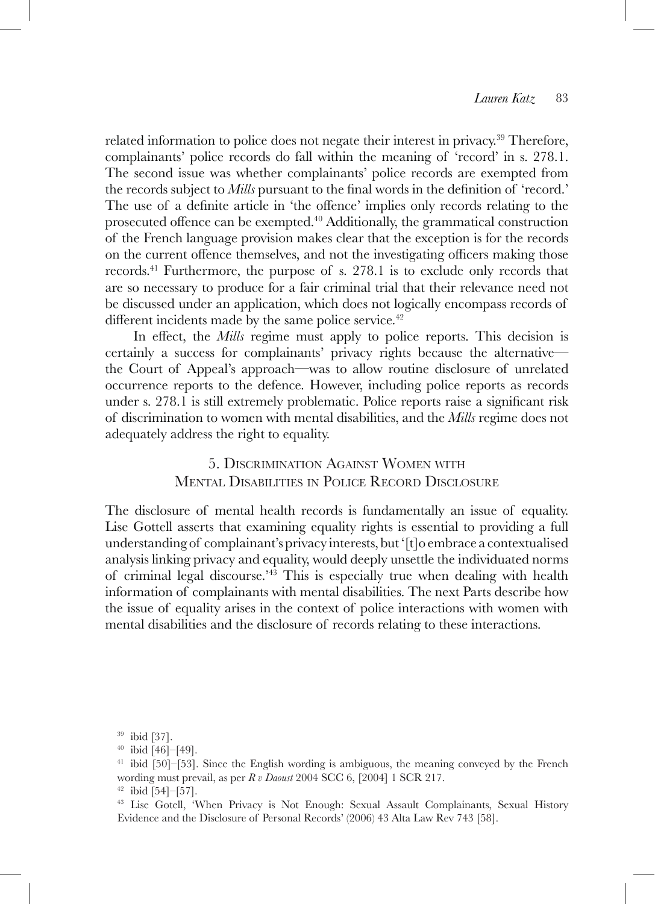related information to police does not negate their interest in privacy.[39] Therefore, complainants' police records do fall within the meaning of 'record' in s. 278.1. The second issue was whether complainants' police records are exempted from the records subject to *Mills* pursuant to the final words in the definition of 'record.' The use of a definite article in 'the offence' implies only records relating to the prosecuted offence can be exempted.[40] Additionally, the grammatical construction of the French language provision makes clear that the exception is for the records on the current offence themselves, and not the investigating officers making those records.[41] Furthermore, the purpose of s. 278.1 is to exclude only records that are so necessary to produce for a fair criminal trial that their relevance need not be discussed under an application, which does not logically encompass records of different incidents made by the same police service.[42]

In effect, the *Mills* regime must apply to police reports. This decision is certainly a success for complainants' privacy rights because the alternative—the Court of Appeal's approach—was to allow routine disclosure of unrelated occurrence reports to the defence. However, including police reports as records under s. 278.1 is still extremely problematic. Police reports raise a significant risk of discrimination to women with mental disabilities, and the *Mills* regime does not adequately address the right to equality.

## 5. Discrimination Against Women with Mental Disabilities in Police Record Disclosure

The disclosure of mental health records is fundamentally an issue of equality. Lise Gottell asserts that examining equality rights is essential to providing a full understanding of complainant's privacy interests, but '[t]o embrace a contextualised analysis linking privacy and equality, would deeply unsettle the individuated norms of criminal legal discourse.'[43] This is especially true when dealing with health information of complainants with mental disabilities. The next Parts describe how the issue of equality arises in the context of police interactions with women with mental disabilities and the disclosure of records relating to these interactions.

---

[39] ibid [37].

[40] ibid [46]–[49].

[41] ibid [50]–[53]. Since the English wording is ambiguous, the meaning conveyed by the French wording must prevail, as per *R v Daoust* 2004 SCC 6, [2004] 1 SCR 217.

[42] ibid [54]–[57].

[43] Lise Gotell, 'When Privacy is Not Enough: Sexual Assault Complainants, Sexual History Evidence and the Disclosure of Personal Records' (2006) 43 Alta Law Rev 743 [58].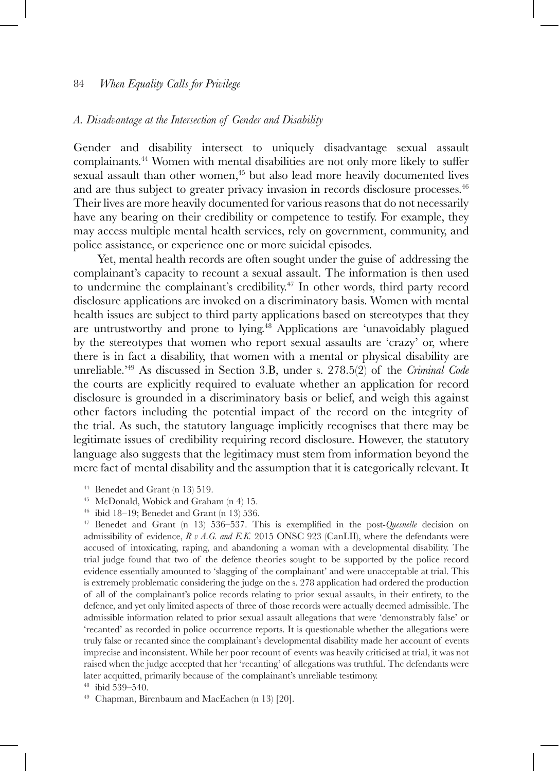### *A. Disadvantage at the Intersection of Gender and Disability*

Gender and disability intersect to uniquely disadvantage sexual assault complainants.[44] Women with mental disabilities are not only more likely to suffer sexual assault than other women,[45] but also lead more heavily documented lives and are thus subject to greater privacy invasion in records disclosure processes.[46] Their lives are more heavily documented for various reasons that do not necessarily have any bearing on their credibility or competence to testify. For example, they may access multiple mental health services, rely on government, community, and police assistance, or experience one or more suicidal episodes.

Yet, mental health records are often sought under the guise of addressing the complainant's capacity to recount a sexual assault. The information is then used to undermine the complainant's credibility.[47] In other words, third party record disclosure applications are invoked on a discriminatory basis. Women with mental health issues are subject to third party applications based on stereotypes that they are untrustworthy and prone to lying.[48] Applications are 'unavoidably plagued by the stereotypes that women who report sexual assaults are 'crazy' or, where there is in fact a disability, that women with a mental or physical disability are unreliable.'[49] As discussed in Section 3.B, under s. 278.5(2) of the *Criminal Code* the courts are explicitly required to evaluate whether an application for record disclosure is grounded in a discriminatory basis or belief, and weigh this against other factors including the potential impact of the record on the integrity of the trial. As such, the statutory language implicitly recognises that there may be legitimate issues of credibility requiring record disclosure. However, the statutory language also suggests that the legitimacy must stem from information beyond the mere fact of mental disability and the assumption that it is categorically relevant. It

---

[44] Benedet and Grant (n 13) 519.

[45] McDonald, Wobick and Graham (n 4) 15.

[46] ibid 18–19; Benedet and Grant (n 13) 536.

[47] Benedet and Grant (n 13) 536–537. This is exemplified in the post-*Quesnelle* decision on admissibility of evidence, *R v A.G. and E.K.* 2015 ONSC 923 (CanLII), where the defendants were accused of intoxicating, raping, and abandoning a woman with a developmental disability. The trial judge found that two of the defence theories sought to be supported by the police record evidence essentially amounted to 'slagging of the complainant' and were unacceptable at trial. This is extremely problematic considering the judge on the s. 278 application had ordered the production of all of the complainant's police records relating to prior sexual assaults, in their entirety, to the defence, and yet only limited aspects of three of those records were actually deemed admissible. The admissible information related to prior sexual assault allegations that were 'demonstrably false' or 'recanted' as recorded in police occurrence reports. It is questionable whether the allegations were truly false or recanted since the complainant's developmental disability made her account of events imprecise and inconsistent. While her poor recount of events was heavily criticised at trial, it was not raised when the judge accepted that her 'recanting' of allegations was truthful. The defendants were later acquitted, primarily because of the complainant's unreliable testimony.

[48] ibid 539–540.

[49] Chapman, Birenbaum and MacEachen (n 13) [20].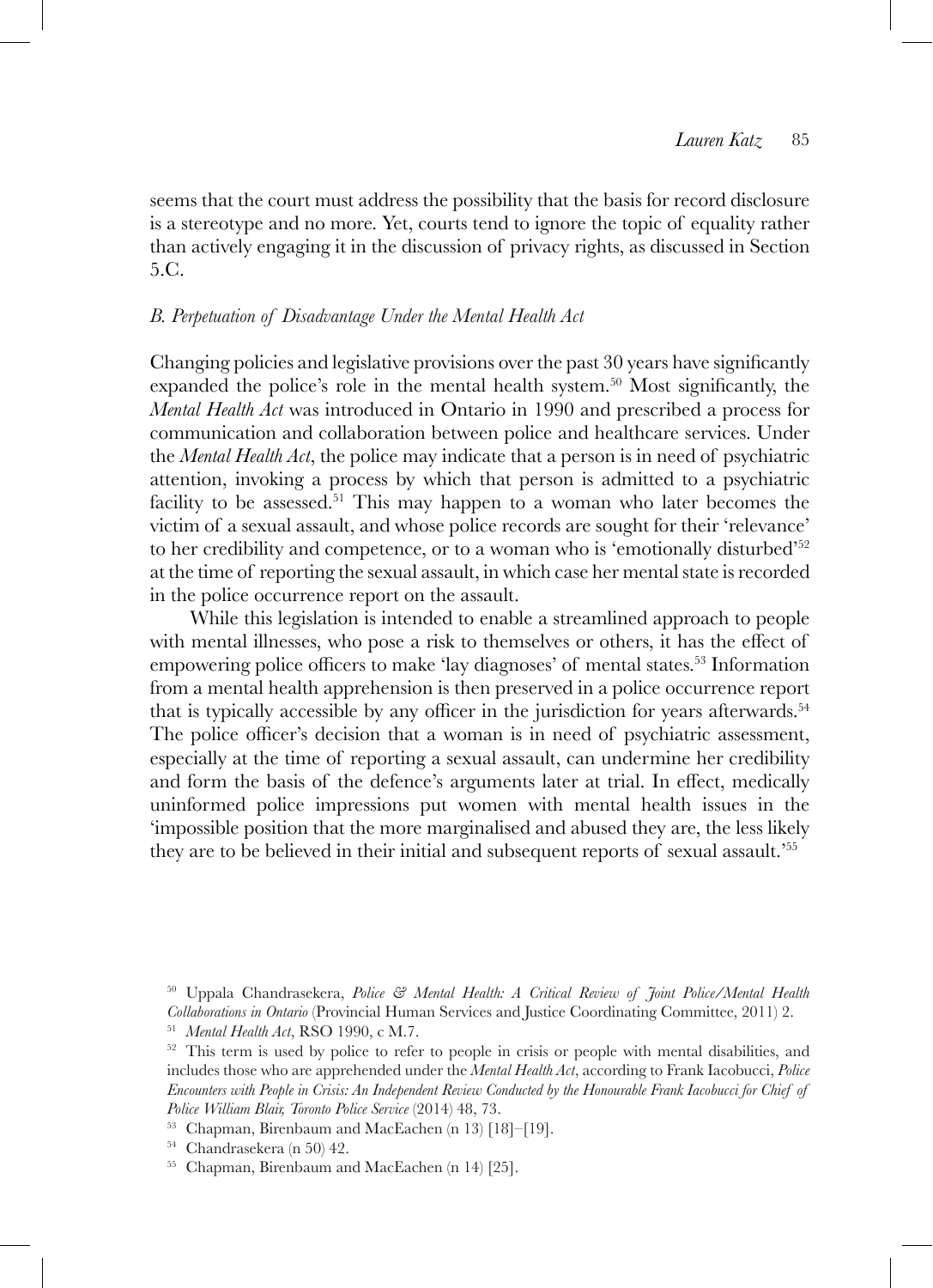seems that the court must address the possibility that the basis for record disclosure is a stereotype and no more. Yet, courts tend to ignore the topic of equality rather than actively engaging it in the discussion of privacy rights, as discussed in Section 5.C.

### *B. Perpetuation of Disadvantage Under the Mental Health Act*

Changing policies and legislative provisions over the past 30 years have significantly expanded the police's role in the mental health system.[50] Most significantly, the *Mental Health Act* was introduced in Ontario in 1990 and prescribed a process for communication and collaboration between police and healthcare services. Under the *Mental Health Act*, the police may indicate that a person is in need of psychiatric attention, invoking a process by which that person is admitted to a psychiatric facility to be assessed.[51] This may happen to a woman who later becomes the victim of a sexual assault, and whose police records are sought for their 'relevance' to her credibility and competence, or to a woman who is 'emotionally disturbed'[52] at the time of reporting the sexual assault, in which case her mental state is recorded in the police occurrence report on the assault.

While this legislation is intended to enable a streamlined approach to people with mental illnesses, who pose a risk to themselves or others, it has the effect of empowering police officers to make 'lay diagnoses' of mental states.[53] Information from a mental health apprehension is then preserved in a police occurrence report that is typically accessible by any officer in the jurisdiction for years afterwards.[54] The police officer's decision that a woman is in need of psychiatric assessment, especially at the time of reporting a sexual assault, can undermine her credibility and form the basis of the defence's arguments later at trial. In effect, medically uninformed police impressions put women with mental health issues in the 'impossible position that the more marginalised and abused they are, the less likely they are to be believed in their initial and subsequent reports of sexual assault.'[55]

---

[50] Uppala Chandrasekera, *Police & Mental Health: A Critical Review of Joint Police/Mental Health Collaborations in Ontario* (Provincial Human Services and Justice Coordinating Committee, 2011) 2.

[51] *Mental Health Act*, RSO 1990, c M.7.

[52] This term is used by police to refer to people in crisis or people with mental disabilities, and includes those who are apprehended under the *Mental Health Act*, according to Frank Iacobucci, *Police Encounters with People in Crisis: An Independent Review Conducted by the Honourable Frank Iacobucci for Chief of Police William Blair, Toronto Police Service* (2014) 48, 73.

[53] Chapman, Birenbaum and MacEachen (n 13) [18]–[19].

[54] Chandrasekera (n 50) 42.

[55] Chapman, Birenbaum and MacEachen (n 14) [25].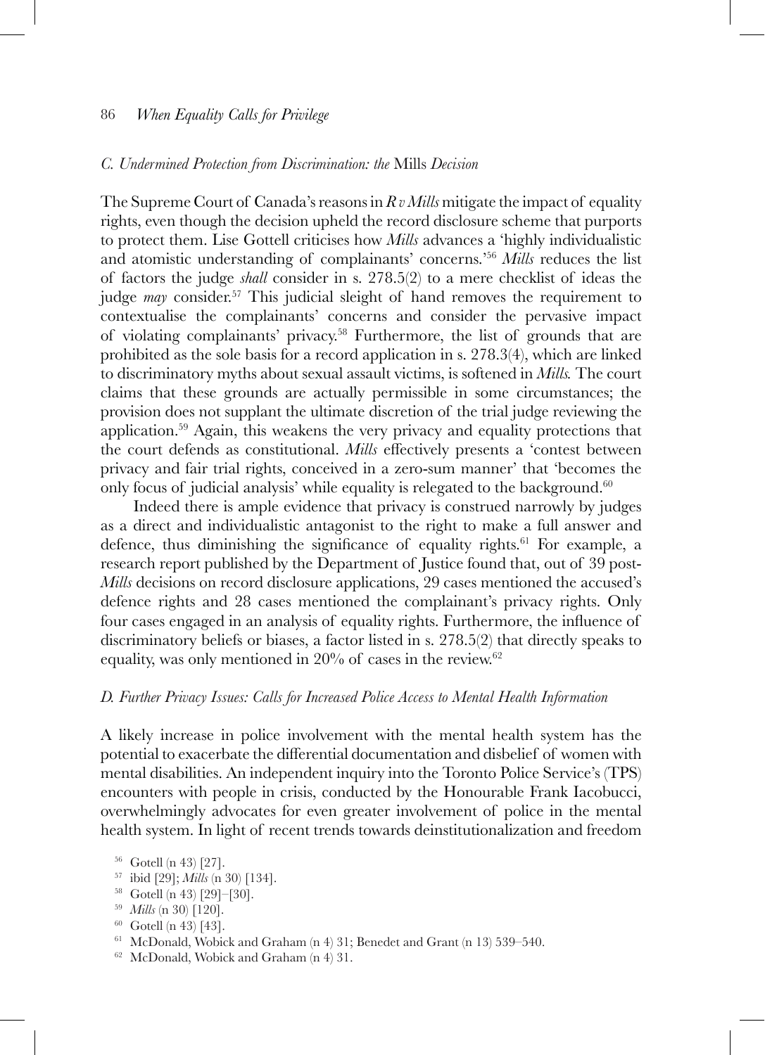### C. Undermined Protection from Discrimination: the Mills Decision

The Supreme Court of Canada's reasons in *R v Mills* mitigate the impact of equality rights, even though the decision upheld the record disclosure scheme that purports to protect them. Lise Gottell criticises how *Mills* advances a 'highly individualistic and atomistic understanding of complainants' concerns.'[56] *Mills* reduces the list of factors the judge *shall* consider in s. 278.5(2) to a mere checklist of ideas the judge *may* consider.[57] This judicial sleight of hand removes the requirement to contextualise the complainants' concerns and consider the pervasive impact of violating complainants' privacy.[58] Furthermore, the list of grounds that are prohibited as the sole basis for a record application in s. 278.3(4), which are linked to discriminatory myths about sexual assault victims, is softened in *Mills.* The court claims that these grounds are actually permissible in some circumstances; the provision does not supplant the ultimate discretion of the trial judge reviewing the application.[59] Again, this weakens the very privacy and equality protections that the court defends as constitutional. *Mills* effectively presents a 'contest between privacy and fair trial rights, conceived in a zero-sum manner' that 'becomes the only focus of judicial analysis' while equality is relegated to the background.[60]

Indeed there is ample evidence that privacy is construed narrowly by judges as a direct and individualistic antagonist to the right to make a full answer and defence, thus diminishing the significance of equality rights.[61] For example, a research report published by the Department of Justice found that, out of 39 post-*Mills* decisions on record disclosure applications, 29 cases mentioned the accused's defence rights and 28 cases mentioned the complainant's privacy rights. Only four cases engaged in an analysis of equality rights. Furthermore, the influence of discriminatory beliefs or biases, a factor listed in s. 278.5(2) that directly speaks to equality, was only mentioned in 20% of cases in the review.[62]

### D. Further Privacy Issues: Calls for Increased Police Access to Mental Health Information

A likely increase in police involvement with the mental health system has the potential to exacerbate the differential documentation and disbelief of women with mental disabilities. An independent inquiry into the Toronto Police Service's (TPS) encounters with people in crisis, conducted by the Honourable Frank Iacobucci, overwhelmingly advocates for even greater involvement of police in the mental health system. In light of recent trends towards deinstitutionalization and freedom

[56] Gotell (n 43) [27].

[57] ibid [29]; *Mills* (n 30) [134].

[58] Gotell (n 43) [29]–[30].

[59] *Mills* (n 30) [120].

[60] Gotell (n 43) [43].

[61] McDonald, Wobick and Graham (n 4) 31; Benedet and Grant (n 13) 539–540.

[62] McDonald, Wobick and Graham (n 4) 31.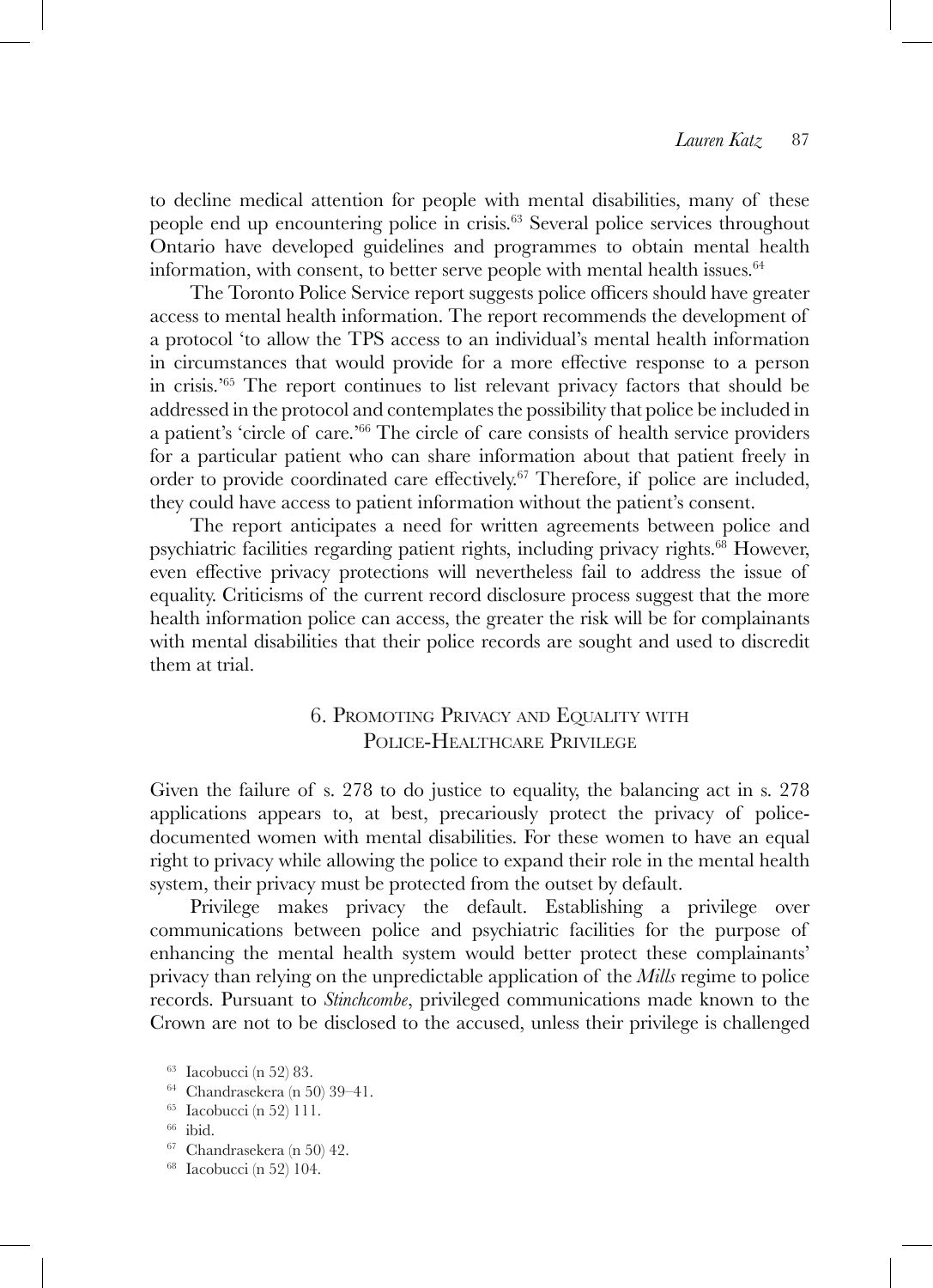to decline medical attention for people with mental disabilities, many of these people end up encountering police in crisis.[63] Several police services throughout Ontario have developed guidelines and programmes to obtain mental health information, with consent, to better serve people with mental health issues.[64]

The Toronto Police Service report suggests police officers should have greater access to mental health information. The report recommends the development of a protocol 'to allow the TPS access to an individual's mental health information in circumstances that would provide for a more effective response to a person in crisis.'[65] The report continues to list relevant privacy factors that should be addressed in the protocol and contemplates the possibility that police be included in a patient's 'circle of care.'[66] The circle of care consists of health service providers for a particular patient who can share information about that patient freely in order to provide coordinated care effectively.[67] Therefore, if police are included, they could have access to patient information without the patient's consent.

The report anticipates a need for written agreements between police and psychiatric facilities regarding patient rights, including privacy rights.[68] However, even effective privacy protections will nevertheless fail to address the issue of equality. Criticisms of the current record disclosure process suggest that the more health information police can access, the greater the risk will be for complainants with mental disabilities that their police records are sought and used to discredit them at trial.

## 6. Promoting Privacy and Equality with Police-Healthcare Privilege

Given the failure of s. 278 to do justice to equality, the balancing act in s. 278 applications appears to, at best, precariously protect the privacy of police-documented women with mental disabilities. For these women to have an equal right to privacy while allowing the police to expand their role in the mental health system, their privacy must be protected from the outset by default.

Privilege makes privacy the default. Establishing a privilege over communications between police and psychiatric facilities for the purpose of enhancing the mental health system would better protect these complainants' privacy than relying on the unpredictable application of the *Mills* regime to police records. Pursuant to *Stinchcombe*, privileged communications made known to the Crown are not to be disclosed to the accused, unless their privilege is challenged

[63] Iacobucci (n 52) 83.

[64] Chandrasekera (n 50) 39–41.

[65] Iacobucci (n 52) 111.

[66] ibid.

[67] Chandrasekera (n 50) 42.

[68] Iacobucci (n 52) 104.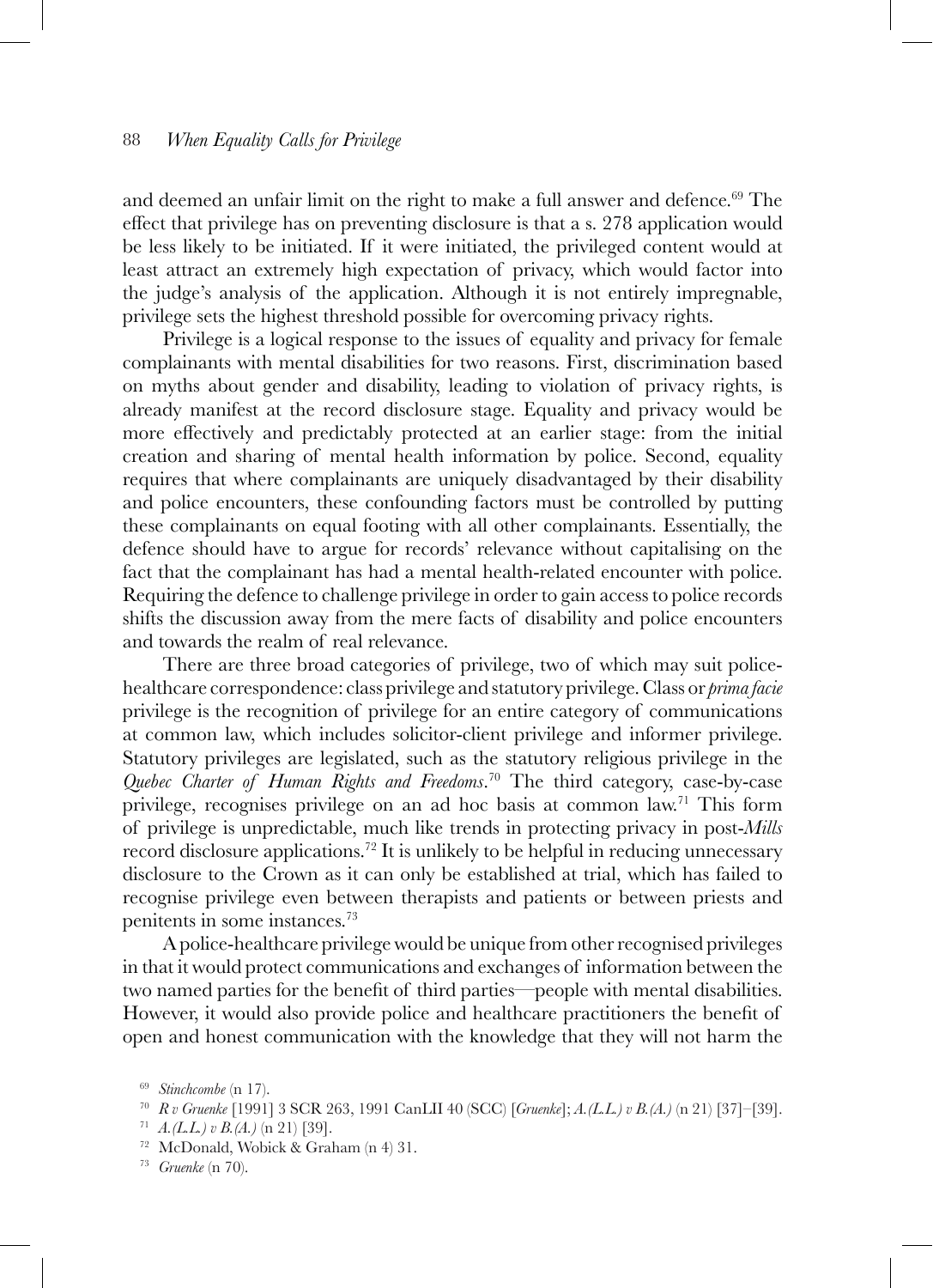and deemed an unfair limit on the right to make a full answer and defence.[69] The effect that privilege has on preventing disclosure is that a s. 278 application would be less likely to be initiated. If it were initiated, the privileged content would at least attract an extremely high expectation of privacy, which would factor into the judge's analysis of the application. Although it is not entirely impregnable, privilege sets the highest threshold possible for overcoming privacy rights.

Privilege is a logical response to the issues of equality and privacy for female complainants with mental disabilities for two reasons. First, discrimination based on myths about gender and disability, leading to violation of privacy rights, is already manifest at the record disclosure stage. Equality and privacy would be more effectively and predictably protected at an earlier stage: from the initial creation and sharing of mental health information by police. Second, equality requires that where complainants are uniquely disadvantaged by their disability and police encounters, these confounding factors must be controlled by putting these complainants on equal footing with all other complainants. Essentially, the defence should have to argue for records' relevance without capitalising on the fact that the complainant has had a mental health-related encounter with police. Requiring the defence to challenge privilege in order to gain access to police records shifts the discussion away from the mere facts of disability and police encounters and towards the realm of real relevance.

There are three broad categories of privilege, two of which may suit police-healthcare correspondence: class privilege and statutory privilege. Class or *prima facie* privilege is the recognition of privilege for an entire category of communications at common law, which includes solicitor-client privilege and informer privilege. Statutory privileges are legislated, such as the statutory religious privilege in the *Quebec Charter of Human Rights and Freedoms*.[70] The third category, case-by-case privilege, recognises privilege on an ad hoc basis at common law.[71] This form of privilege is unpredictable, much like trends in protecting privacy in post-*Mills* record disclosure applications.[72] It is unlikely to be helpful in reducing unnecessary disclosure to the Crown as it can only be established at trial, which has failed to recognise privilege even between therapists and patients or between priests and penitents in some instances.[73]

A police-healthcare privilege would be unique from other recognised privileges in that it would protect communications and exchanges of information between the two named parties for the benefit of third parties—people with mental disabilities. However, it would also provide police and healthcare practitioners the benefit of open and honest communication with the knowledge that they will not harm the

[69] *Stinchcombe* (n 17).

[70] *R v Gruenke* [1991] 3 SCR 263, 1991 CanLII 40 (SCC) [*Gruenke*]; *A.(L.L.) v B.(A.)* (n 21) [37]–[39].

[71] *A.(L.L.) v B.(A.)* (n 21) [39].

[72] McDonald, Wobick & Graham (n 4) 31.

[73] *Gruenke* (n 70).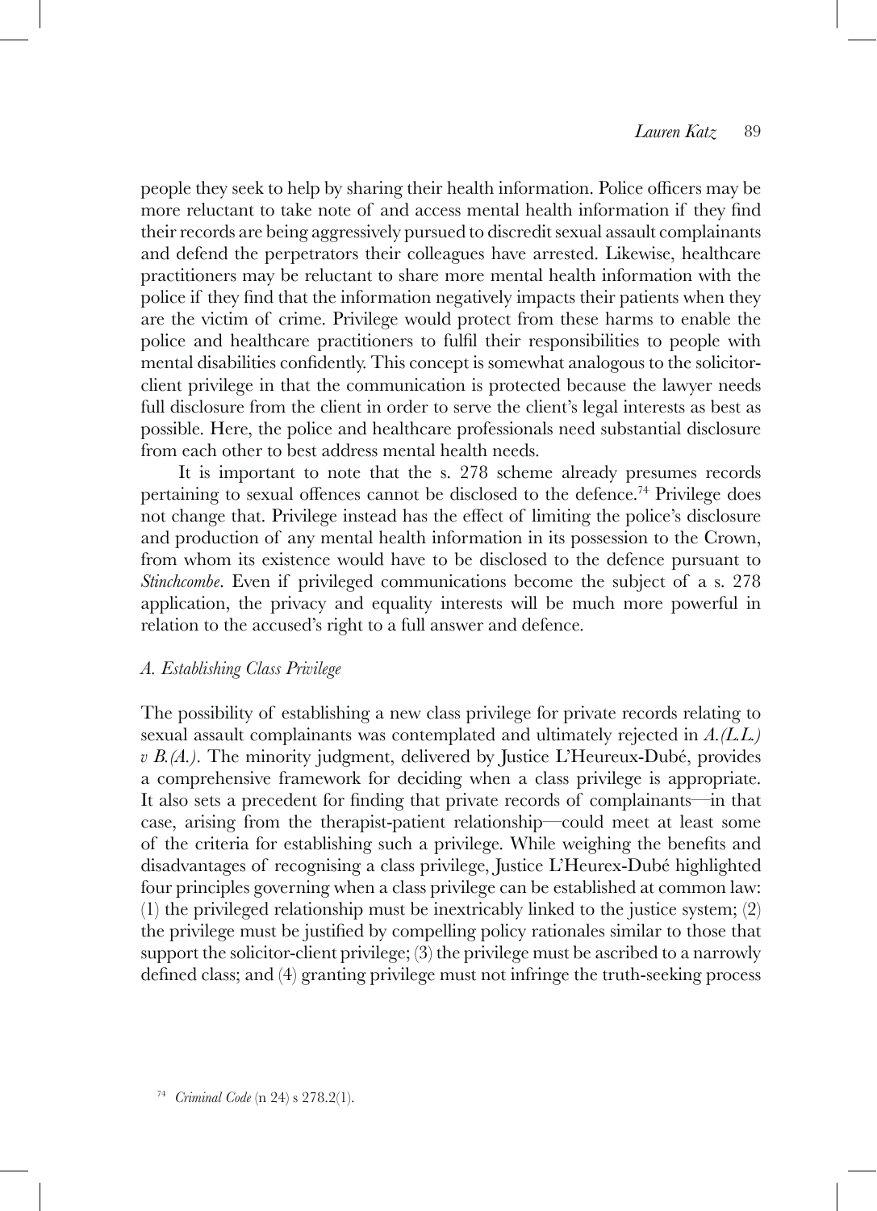people they seek to help by sharing their health information. Police officers may be more reluctant to take note of and access mental health information if they find their records are being aggressively pursued to discredit sexual assault complainants and defend the perpetrators their colleagues have arrested. Likewise, healthcare practitioners may be reluctant to share more mental health information with the police if they find that the information negatively impacts their patients when they are the victim of crime. Privilege would protect from these harms to enable the police and healthcare practitioners to fulfil their responsibilities to people with mental disabilities confidently. This concept is somewhat analogous to the solicitor-client privilege in that the communication is protected because the lawyer needs full disclosure from the client in order to serve the client's legal interests as best as possible. Here, the police and healthcare professionals need substantial disclosure from each other to best address mental health needs.

It is important to note that the s. 278 scheme already presumes records pertaining to sexual offences cannot be disclosed to the defence.[74] Privilege does not change that. Privilege instead has the effect of limiting the police's disclosure and production of any mental health information in its possession to the Crown, from whom its existence would have to be disclosed to the defence pursuant to *Stinchcombe*. Even if privileged communications become the subject of a s. 278 application, the privacy and equality interests will be much more powerful in relation to the accused's right to a full answer and defence.

### *A. Establishing Class Privilege*

The possibility of establishing a new class privilege for private records relating to sexual assault complainants was contemplated and ultimately rejected in *A.(L.L.) v B.(A.)*. The minority judgment, delivered by Justice L'Heureux-Dubé, provides a comprehensive framework for deciding when a class privilege is appropriate. It also sets a precedent for finding that private records of complainants—in that case, arising from the therapist-patient relationship—could meet at least some of the criteria for establishing such a privilege. While weighing the benefits and disadvantages of recognising a class privilege, Justice L'Heurex-Dubé highlighted four principles governing when a class privilege can be established at common law: (1) the privileged relationship must be inextricably linked to the justice system; (2) the privilege must be justified by compelling policy rationales similar to those that support the solicitor-client privilege; (3) the privilege must be ascribed to a narrowly defined class; and (4) granting privilege must not infringe the truth-seeking process

[74] *Criminal Code* (n 24) s 278.2(1).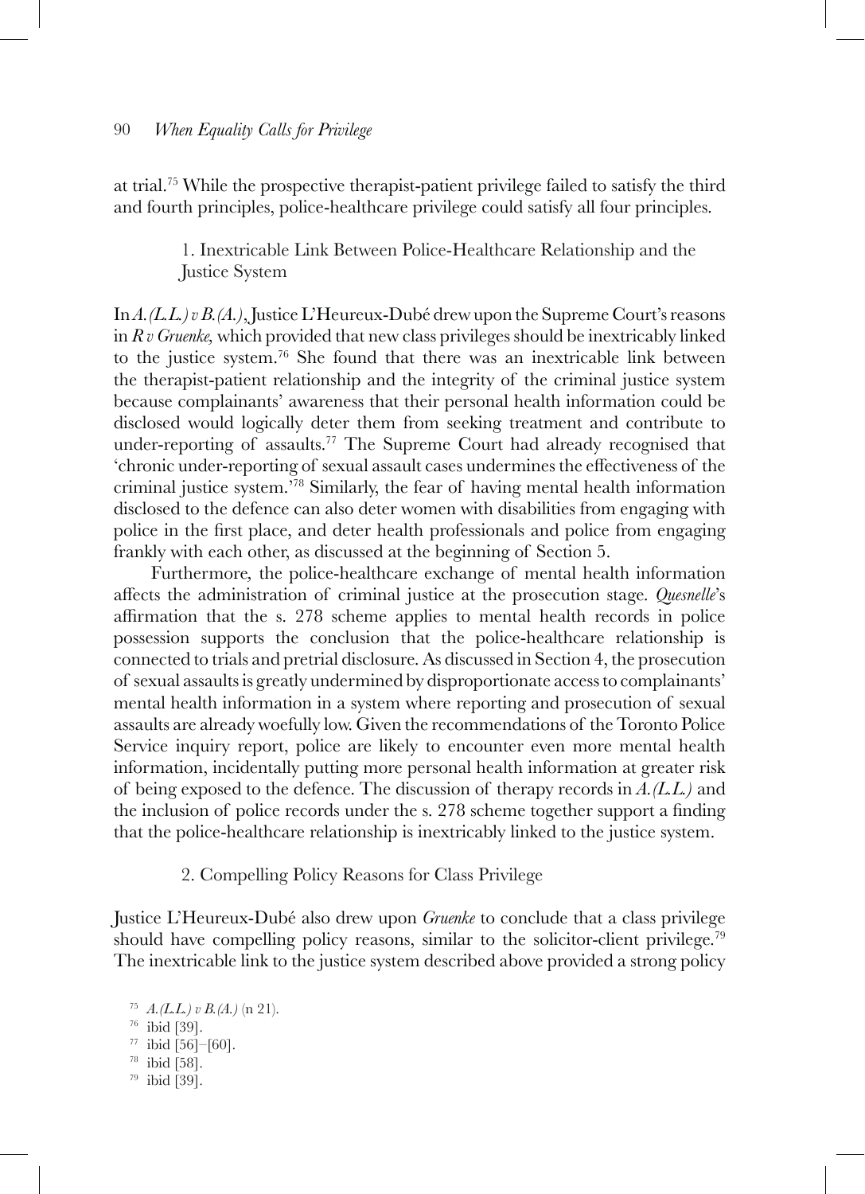at trial.[75] While the prospective therapist-patient privilege failed to satisfy the third and fourth principles, police-healthcare privilege could satisfy all four principles.

### 1. Inextricable Link Between Police-Healthcare Relationship and the Justice System

In *A.(L.L.) v B.(A.)*, Justice L'Heureux-Dubé drew upon the Supreme Court's reasons in *R v Gruenke*, which provided that new class privileges should be inextricably linked to the justice system.[76] She found that there was an inextricable link between the therapist-patient relationship and the integrity of the criminal justice system because complainants' awareness that their personal health information could be disclosed would logically deter them from seeking treatment and contribute to under-reporting of assaults.[77] The Supreme Court had already recognised that 'chronic under-reporting of sexual assault cases undermines the effectiveness of the criminal justice system.'[78] Similarly, the fear of having mental health information disclosed to the defence can also deter women with disabilities from engaging with police in the first place, and deter health professionals and police from engaging frankly with each other, as discussed at the beginning of Section 5.

Furthermore, the police-healthcare exchange of mental health information affects the administration of criminal justice at the prosecution stage. *Quesnelle*'s affirmation that the s. 278 scheme applies to mental health records in police possession supports the conclusion that the police-healthcare relationship is connected to trials and pretrial disclosure. As discussed in Section 4, the prosecution of sexual assaults is greatly undermined by disproportionate access to complainants' mental health information in a system where reporting and prosecution of sexual assaults are already woefully low. Given the recommendations of the Toronto Police Service inquiry report, police are likely to encounter even more mental health information, incidentally putting more personal health information at greater risk of being exposed to the defence. The discussion of therapy records in *A.(L.L.)* and the inclusion of police records under the s. 278 scheme together support a finding that the police-healthcare relationship is inextricably linked to the justice system.

### 2. Compelling Policy Reasons for Class Privilege

Justice L'Heureux-Dubé also drew upon *Gruenke* to conclude that a class privilege should have compelling policy reasons, similar to the solicitor-client privilege.[79] The inextricable link to the justice system described above provided a strong policy

[75] *A.(L.L.) v B.(A.)* (n 21).
[76] ibid [39].
[77] ibid [56]–[60].
[78] ibid [58].
[79] ibid [39].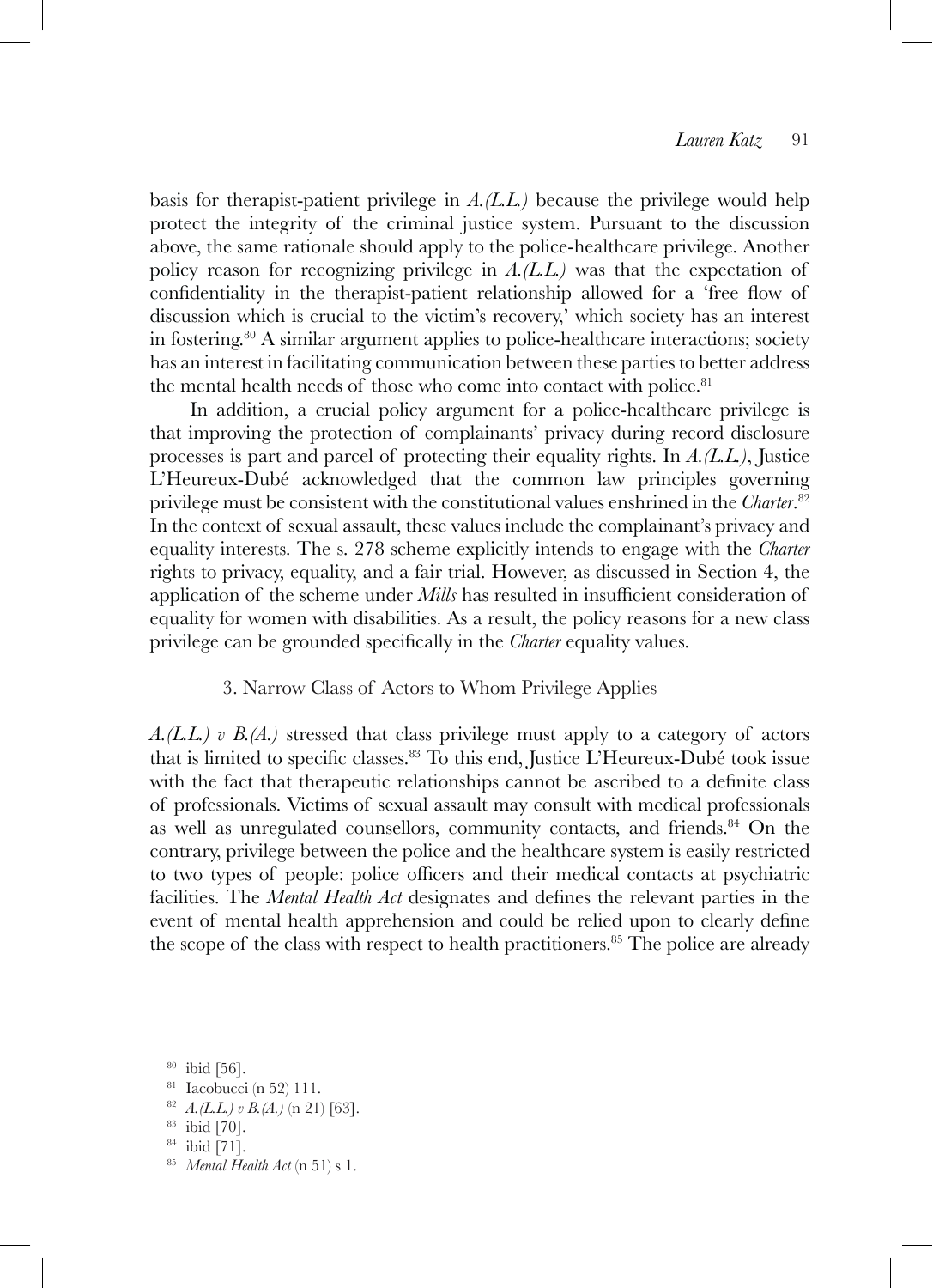basis for therapist-patient privilege in *A.(L.L.)* because the privilege would help protect the integrity of the criminal justice system. Pursuant to the discussion above, the same rationale should apply to the police-healthcare privilege. Another policy reason for recognizing privilege in *A.(L.L.)* was that the expectation of confidentiality in the therapist-patient relationship allowed for a 'free flow of discussion which is crucial to the victim's recovery,' which society has an interest in fostering.[80] A similar argument applies to police-healthcare interactions; society has an interest in facilitating communication between these parties to better address the mental health needs of those who come into contact with police.[81]

In addition, a crucial policy argument for a police-healthcare privilege is that improving the protection of complainants' privacy during record disclosure processes is part and parcel of protecting their equality rights. In *A.(L.L.)*, Justice L'Heureux-Dubé acknowledged that the common law principles governing privilege must be consistent with the constitutional values enshrined in the *Charter*.[82] In the context of sexual assault, these values include the complainant's privacy and equality interests. The s. 278 scheme explicitly intends to engage with the *Charter* rights to privacy, equality, and a fair trial. However, as discussed in Section 4, the application of the scheme under *Mills* has resulted in insufficient consideration of equality for women with disabilities. As a result, the policy reasons for a new class privilege can be grounded specifically in the *Charter* equality values.

### 3. Narrow Class of Actors to Whom Privilege Applies

*A.(L.L.) v B.(A.)* stressed that class privilege must apply to a category of actors that is limited to specific classes.[83] To this end, Justice L'Heureux-Dubé took issue with the fact that therapeutic relationships cannot be ascribed to a definite class of professionals. Victims of sexual assault may consult with medical professionals as well as unregulated counsellors, community contacts, and friends.[84] On the contrary, privilege between the police and the healthcare system is easily restricted to two types of people: police officers and their medical contacts at psychiatric facilities. The *Mental Health Act* designates and defines the relevant parties in the event of mental health apprehension and could be relied upon to clearly define the scope of the class with respect to health practitioners.[85] The police are already

[80] ibid [56].

[81] Iacobucci (n 52) 111.

[82] *A.(L.L.) v B.(A.)* (n 21) [63].

[83] ibid [70].

[84] ibid [71].

[85] *Mental Health Act* (n 51) s 1.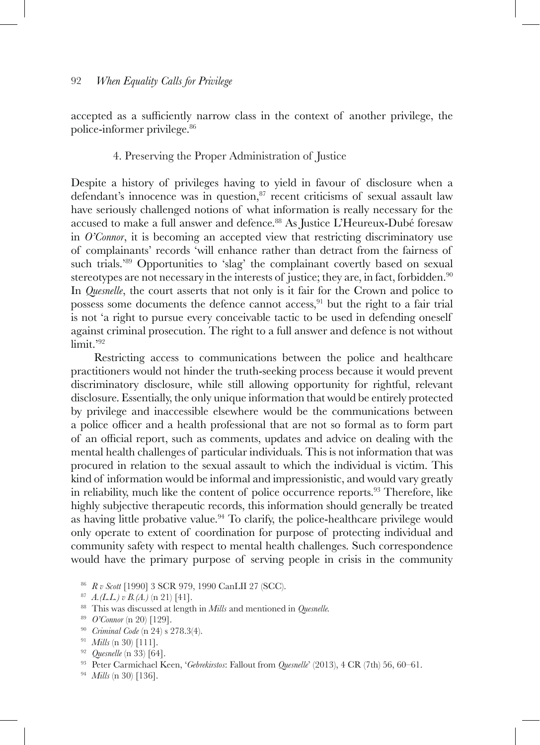accepted as a sufficiently narrow class in the context of another privilege, the police-informer privilege.[86]

### 4. Preserving the Proper Administration of Justice

Despite a history of privileges having to yield in favour of disclosure when a defendant's innocence was in question,[87] recent criticisms of sexual assault law have seriously challenged notions of what information is really necessary for the accused to make a full answer and defence.[88] As Justice L'Heureux-Dubé foresaw in *O'Connor*, it is becoming an accepted view that restricting discriminatory use of complainants' records 'will enhance rather than detract from the fairness of such trials.'[89] Opportunities to 'slag' the complainant covertly based on sexual stereotypes are not necessary in the interests of justice; they are, in fact, forbidden.[90] In *Quesnelle*, the court asserts that not only is it fair for the Crown and police to possess some documents the defence cannot access,[91] but the right to a fair trial is not 'a right to pursue every conceivable tactic to be used in defending oneself against criminal prosecution. The right to a full answer and defence is not without limit.'[92]

Restricting access to communications between the police and healthcare practitioners would not hinder the truth-seeking process because it would prevent discriminatory disclosure, while still allowing opportunity for rightful, relevant disclosure. Essentially, the only unique information that would be entirely protected by privilege and inaccessible elsewhere would be the communications between a police officer and a health professional that are not so formal as to form part of an official report, such as comments, updates and advice on dealing with the mental health challenges of particular individuals. This is not information that was procured in relation to the sexual assault to which the individual is victim. This kind of information would be informal and impressionistic, and would vary greatly in reliability, much like the content of police occurrence reports.[93] Therefore, like highly subjective therapeutic records, this information should generally be treated as having little probative value.[94] To clarify, the police-healthcare privilege would only operate to extent of coordination for purpose of protecting individual and community safety with respect to mental health challenges. Such correspondence would have the primary purpose of serving people in crisis in the community

[86] *R v Scott* [1990] 3 SCR 979, 1990 CanLII 27 (SCC).

[87] *A.(L.L.) v B.(A.)* (n 21) [41].

[88] This was discussed at length in *Mills* and mentioned in *Quesnelle*.

[89] *O'Connor* (n 20) [129].

[90] *Criminal Code* (n 24) s 278.3(4).

[91] *Mills* (n 30) [111].

[92] *Quesnelle* (n 33) [64].

[93] Peter Carmichael Keen, '*Gebrekirstos*: Fallout from *Quesnelle*' (2013), 4 CR (7th) 56, 60–61.

[94] *Mills* (n 30) [136].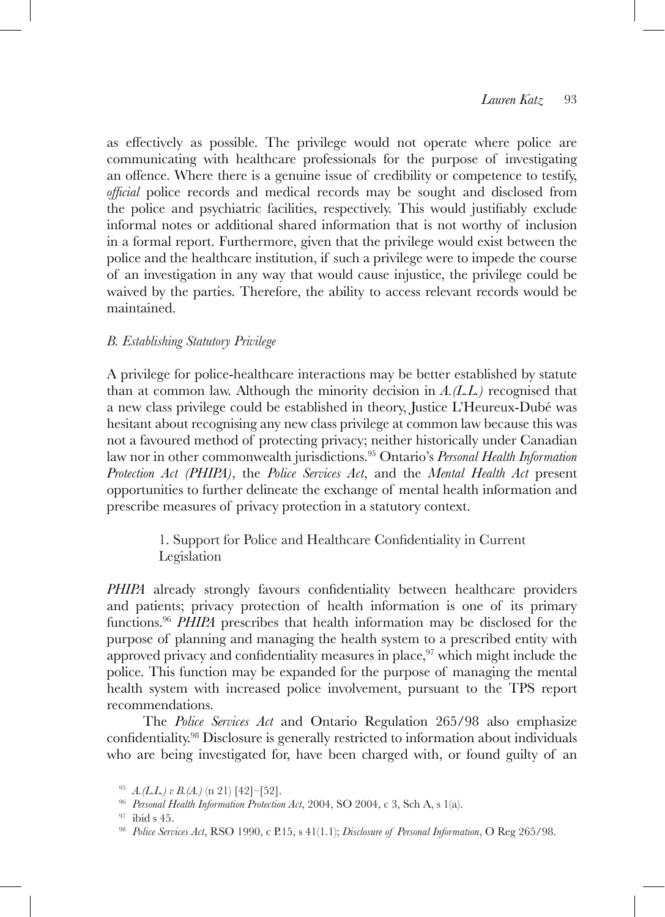as effectively as possible. The privilege would not operate where police are communicating with healthcare professionals for the purpose of investigating an offence. Where there is a genuine issue of credibility or competence to testify, *official* police records and medical records may be sought and disclosed from the police and psychiatric facilities, respectively. This would justifiably exclude informal notes or additional shared information that is not worthy of inclusion in a formal report. Furthermore, given that the privilege would exist between the police and the healthcare institution, if such a privilege were to impede the course of an investigation in any way that would cause injustice, the privilege could be waived by the parties. Therefore, the ability to access relevant records would be maintained.

### *B. Establishing Statutory Privilege*

A privilege for police-healthcare interactions may be better established by statute than at common law. Although the minority decision in *A.(L.L.)* recognised that a new class privilege could be established in theory, Justice L'Heureux-Dubé was hesitant about recognising any new class privilege at common law because this was not a favoured method of protecting privacy; neither historically under Canadian law nor in other commonwealth jurisdictions.[95] Ontario's *Personal Health Information Protection Act (PHIPA)*, the *Police Services Act*, and the *Mental Health Act* present opportunities to further delineate the exchange of mental health information and prescribe measures of privacy protection in a statutory context.

#### 1. Support for Police and Healthcare Confidentiality in Current Legislation

*PHIPA* already strongly favours confidentiality between healthcare providers and patients; privacy protection of health information is one of its primary functions.[96] *PHIPA* prescribes that health information may be disclosed for the purpose of planning and managing the health system to a prescribed entity with approved privacy and confidentiality measures in place,[97] which might include the police. This function may be expanded for the purpose of managing the mental health system with increased police involvement, pursuant to the TPS report recommendations.

The *Police Services Act* and Ontario Regulation 265/98 also emphasize confidentiality.[98] Disclosure is generally restricted to information about individuals who are being investigated for, have been charged with, or found guilty of an

---

[95] *A.(L.L.) v B.(A.)* (n 21) [42]–[52].

[96] *Personal Health Information Protection Act*, 2004, SO 2004, c 3, Sch A, s 1(a).

[97] ibid s 45.

[98] *Police Services Act*, RSO 1990, c P.15, s 41(1.1); *Disclosure of Personal Information*, O Reg 265/98.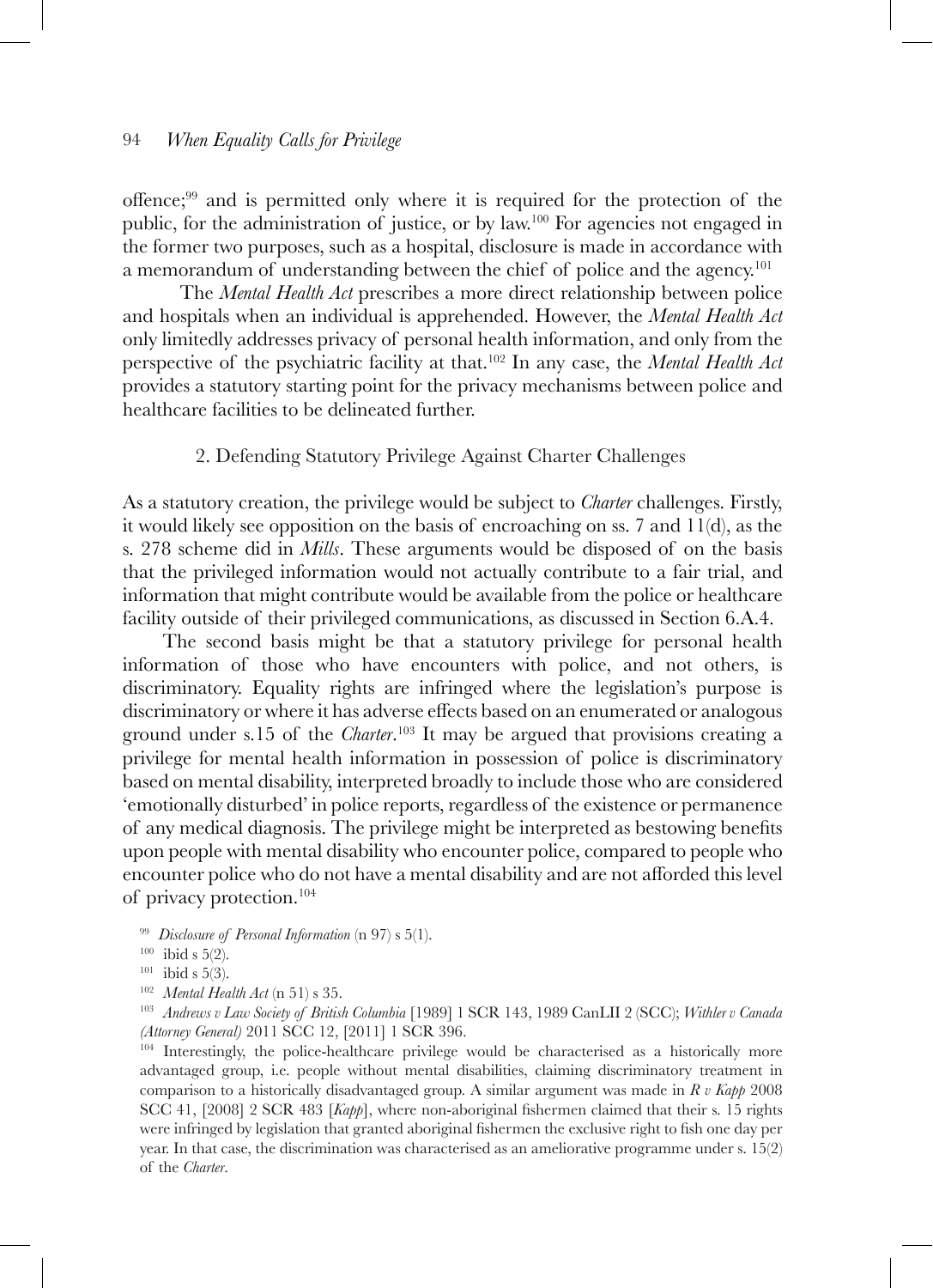offence;[99] and is permitted only where it is required for the protection of the public, for the administration of justice, or by law.[100] For agencies not engaged in the former two purposes, such as a hospital, disclosure is made in accordance with a memorandum of understanding between the chief of police and the agency.[101]

The *Mental Health Act* prescribes a more direct relationship between police and hospitals when an individual is apprehended. However, the *Mental Health Act* only limitedly addresses privacy of personal health information, and only from the perspective of the psychiatric facility at that.[102] In any case, the *Mental Health Act* provides a statutory starting point for the privacy mechanisms between police and healthcare facilities to be delineated further.

### 2. Defending Statutory Privilege Against Charter Challenges

As a statutory creation, the privilege would be subject to *Charter* challenges. Firstly, it would likely see opposition on the basis of encroaching on ss. 7 and 11(d), as the s. 278 scheme did in *Mills*. These arguments would be disposed of on the basis that the privileged information would not actually contribute to a fair trial, and information that might contribute would be available from the police or healthcare facility outside of their privileged communications, as discussed in Section 6.A.4.

The second basis might be that a statutory privilege for personal health information of those who have encounters with police, and not others, is discriminatory. Equality rights are infringed where the legislation's purpose is discriminatory or where it has adverse effects based on an enumerated or analogous ground under s.15 of the *Charter*.[103] It may be argued that provisions creating a privilege for mental health information in possession of police is discriminatory based on mental disability, interpreted broadly to include those who are considered 'emotionally disturbed' in police reports, regardless of the existence or permanence of any medical diagnosis. The privilege might be interpreted as bestowing benefits upon people with mental disability who encounter police, compared to people who encounter police who do not have a mental disability and are not afforded this level of privacy protection.[104]

[99] *Disclosure of Personal Information* (n 97) s 5(1).

[100] ibid s 5(2).

[101] ibid s 5(3).

[102] *Mental Health Act* (n 51) s 35.

[103] *Andrews v Law Society of British Columbia* [1989] 1 SCR 143, 1989 CanLII 2 (SCC); *Withler v Canada (Attorney General)* 2011 SCC 12, [2011] 1 SCR 396.

[104] Interestingly, the police-healthcare privilege would be characterised as a historically more advantaged group, i.e. people without mental disabilities, claiming discriminatory treatment in comparison to a historically disadvantaged group. A similar argument was made in *R v Kapp* 2008 SCC 41, [2008] 2 SCR 483 [*Kapp*], where non-aboriginal fishermen claimed that their s. 15 rights were infringed by legislation that granted aboriginal fishermen the exclusive right to fish one day per year. In that case, the discrimination was characterised as an ameliorative programme under s. 15(2) of the *Charter*.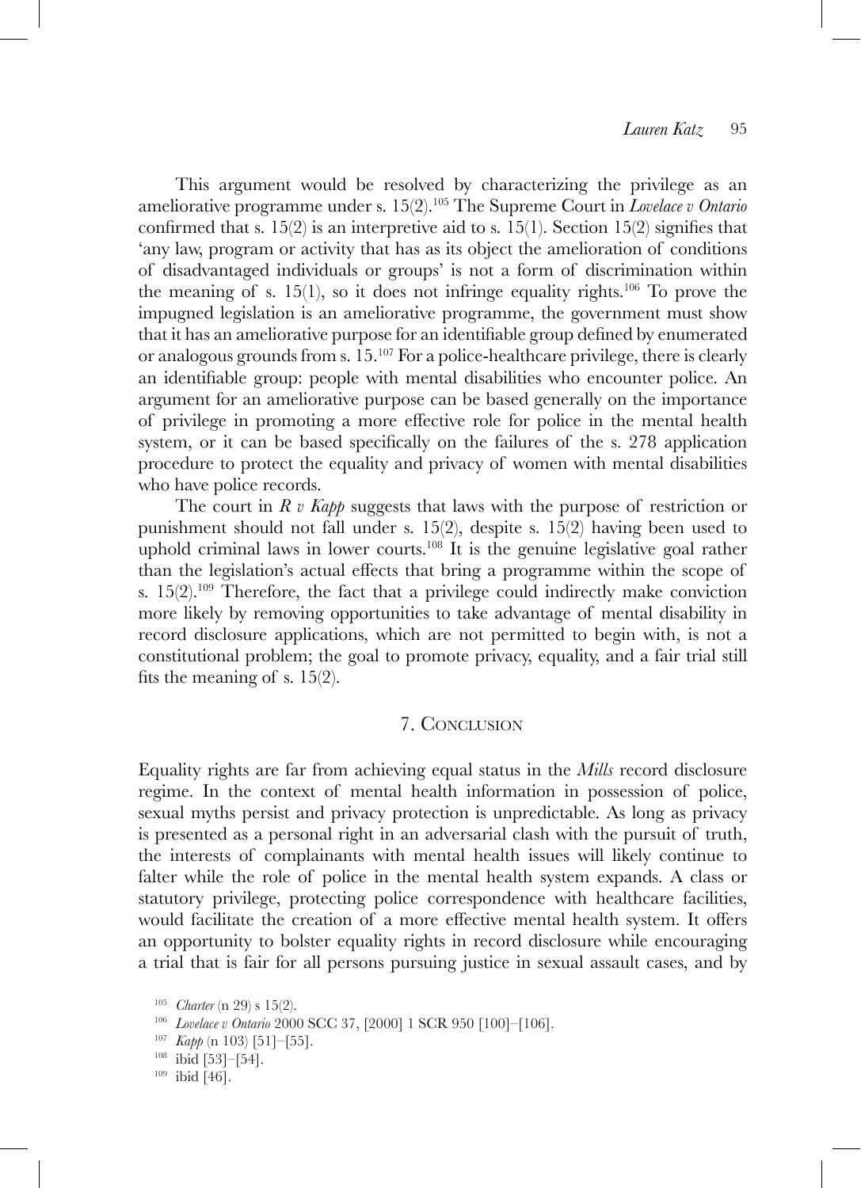This argument would be resolved by characterizing the privilege as an ameliorative programme under s. 15(2).[105] The Supreme Court in *Lovelace v Ontario* confirmed that s. 15(2) is an interpretive aid to s. 15(1). Section 15(2) signifies that 'any law, program or activity that has as its object the amelioration of conditions of disadvantaged individuals or groups' is not a form of discrimination within the meaning of s. 15(1), so it does not infringe equality rights.[106] To prove the impugned legislation is an ameliorative programme, the government must show that it has an ameliorative purpose for an identifiable group defined by enumerated or analogous grounds from s. 15.[107] For a police-healthcare privilege, there is clearly an identifiable group: people with mental disabilities who encounter police. An argument for an ameliorative purpose can be based generally on the importance of privilege in promoting a more effective role for police in the mental health system, or it can be based specifically on the failures of the s. 278 application procedure to protect the equality and privacy of women with mental disabilities who have police records.

The court in *R v Kapp* suggests that laws with the purpose of restriction or punishment should not fall under s. 15(2), despite s. 15(2) having been used to uphold criminal laws in lower courts.[108] It is the genuine legislative goal rather than the legislation's actual effects that bring a programme within the scope of s. 15(2).[109] Therefore, the fact that a privilege could indirectly make conviction more likely by removing opportunities to take advantage of mental disability in record disclosure applications, which are not permitted to begin with, is not a constitutional problem; the goal to promote privacy, equality, and a fair trial still fits the meaning of s. 15(2).

## 7. Conclusion

Equality rights are far from achieving equal status in the *Mills* record disclosure regime. In the context of mental health information in possession of police, sexual myths persist and privacy protection is unpredictable. As long as privacy is presented as a personal right in an adversarial clash with the pursuit of truth, the interests of complainants with mental health issues will likely continue to falter while the role of police in the mental health system expands. A class or statutory privilege, protecting police correspondence with healthcare facilities, would facilitate the creation of a more effective mental health system. It offers an opportunity to bolster equality rights in record disclosure while encouraging a trial that is fair for all persons pursuing justice in sexual assault cases, and by

[105] *Charter* (n 29) s 15(2).

[106] *Lovelace v Ontario* 2000 SCC 37, [2000] 1 SCR 950 [100]–[106].

[107] *Kapp* (n 103) [51]–[55].

[108] ibid [53]–[54].

[109] ibid [46].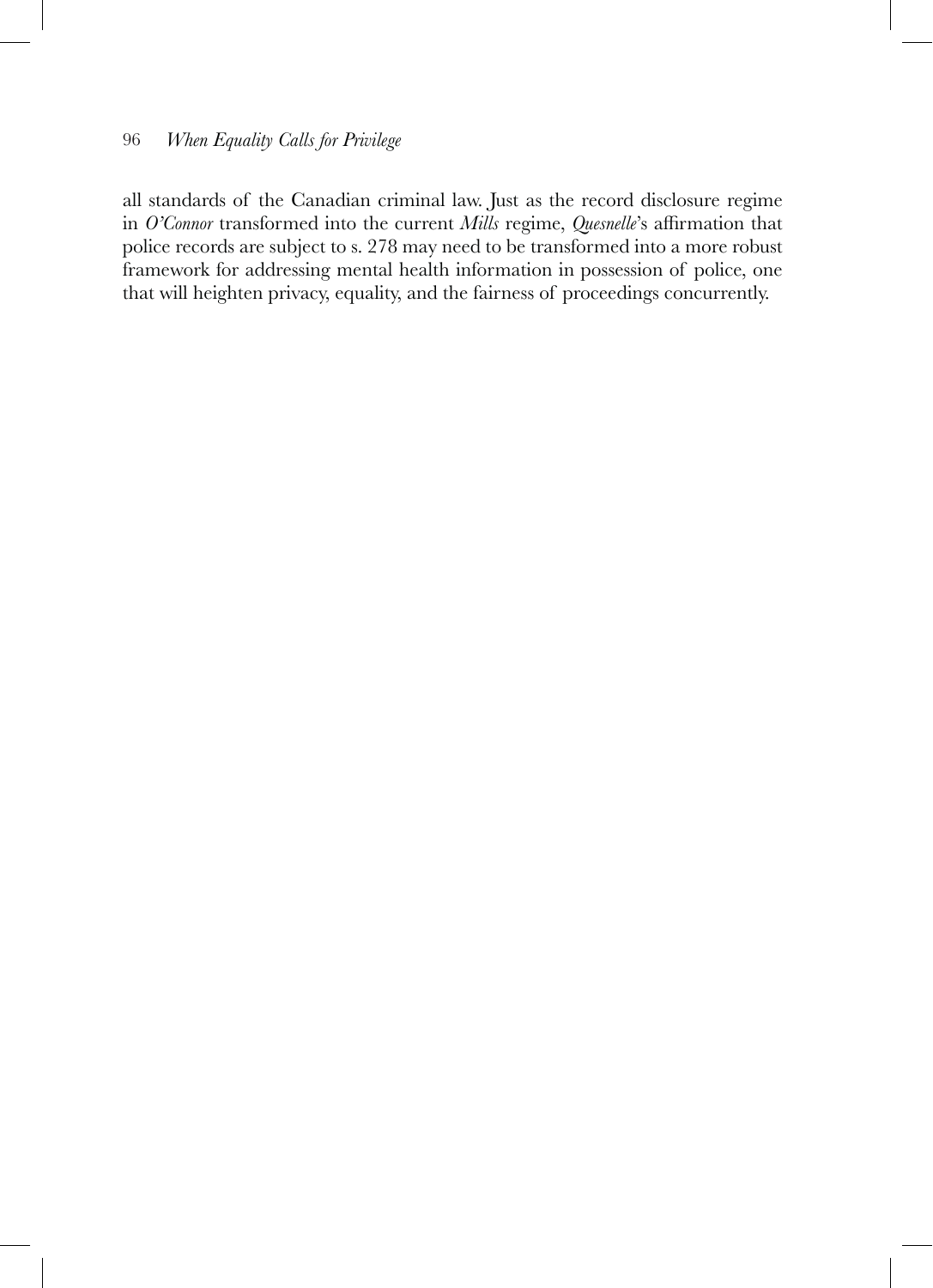all standards of the Canadian criminal law. Just as the record disclosure regime in *O'Connor* transformed into the current *Mills* regime, *Quesnelle*'s affirmation that police records are subject to s. 278 may need to be transformed into a more robust framework for addressing mental health information in possession of police, one that will heighten privacy, equality, and the fairness of proceedings concurrently.